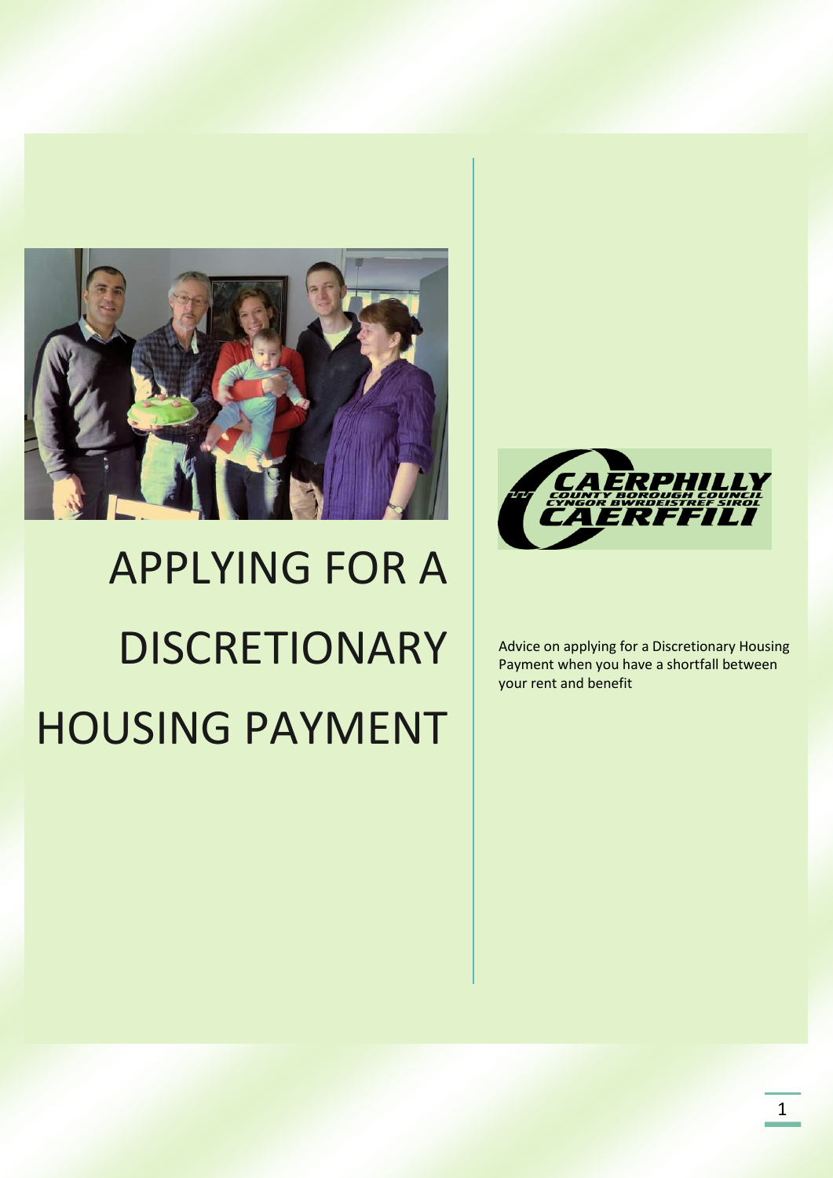# APPLYING FOR A DISCRETIONARY HOUSING PAYMENT

CAERPHILLY COUNTY BOROUGH COUNCIL
CYNGOR BWRDEISTREF SIROL CAERFFILI

Advice on applying for a Discretionary Housing Payment when you have a shortfall between your rent and benefit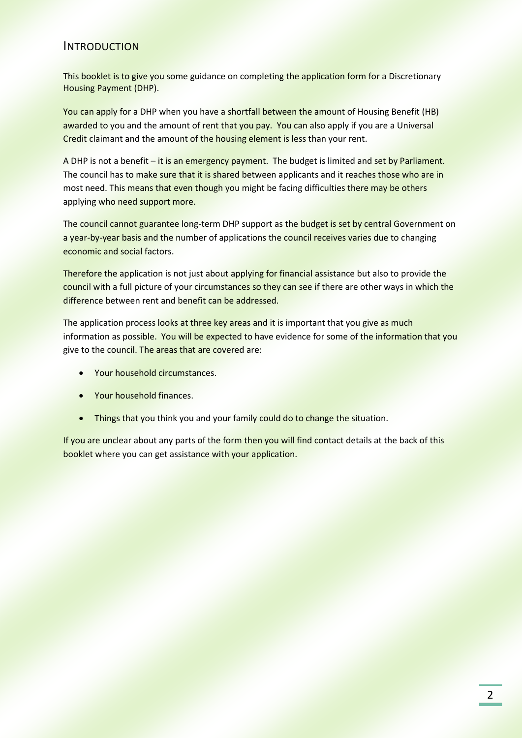## INTRODUCTION

This booklet is to give you some guidance on completing the application form for a Discretionary Housing Payment (DHP).

You can apply for a DHP when you have a shortfall between the amount of Housing Benefit (HB) awarded to you and the amount of rent that you pay. You can also apply if you are a Universal Credit claimant and the amount of the housing element is less than your rent.

A DHP is not a benefit – it is an emergency payment. The budget is limited and set by Parliament. The council has to make sure that it is shared between applicants and it reaches those who are in most need. This means that even though you might be facing difficulties there may be others applying who need support more.

The council cannot guarantee long-term DHP support as the budget is set by central Government on a year-by-year basis and the number of applications the council receives varies due to changing economic and social factors.

Therefore the application is not just about applying for financial assistance but also to provide the council with a full picture of your circumstances so they can see if there are other ways in which the difference between rent and benefit can be addressed.

The application process looks at three key areas and it is important that you give as much information as possible. You will be expected to have evidence for some of the information that you give to the council. The areas that are covered are:

- Your household circumstances.
- Your household finances.
- Things that you think you and your family could do to change the situation.

If you are unclear about any parts of the form then you will find contact details at the back of this booklet where you can get assistance with your application.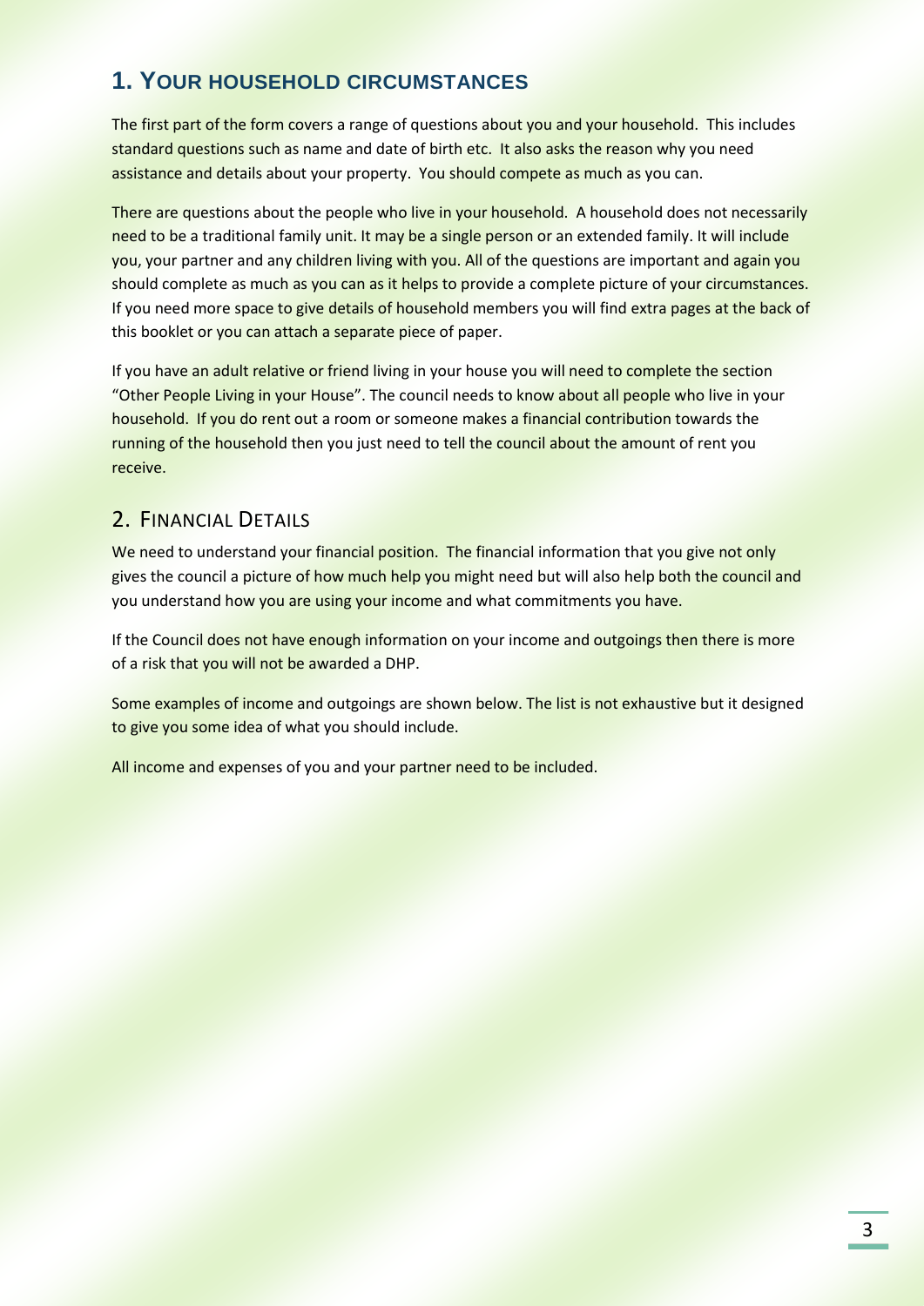## 1. Your household circumstances

The first part of the form covers a range of questions about you and your household. This includes standard questions such as name and date of birth etc. It also asks the reason why you need assistance and details about your property. You should compete as much as you can.

There are questions about the people who live in your household. A household does not necessarily need to be a traditional family unit. It may be a single person or an extended family. It will include you, your partner and any children living with you. All of the questions are important and again you should complete as much as you can as it helps to provide a complete picture of your circumstances. If you need more space to give details of household members you will find extra pages at the back of this booklet or you can attach a separate piece of paper.

If you have an adult relative or friend living in your house you will need to complete the section "Other People Living in your House". The council needs to know about all people who live in your household. If you do rent out a room or someone makes a financial contribution towards the running of the household then you just need to tell the council about the amount of rent you receive.

## 2. Financial Details

We need to understand your financial position. The financial information that you give not only gives the council a picture of how much help you might need but will also help both the council and you understand how you are using your income and what commitments you have.

If the Council does not have enough information on your income and outgoings then there is more of a risk that you will not be awarded a DHP.

Some examples of income and outgoings are shown below. The list is not exhaustive but it designed to give you some idea of what you should include.

All income and expenses of you and your partner need to be included.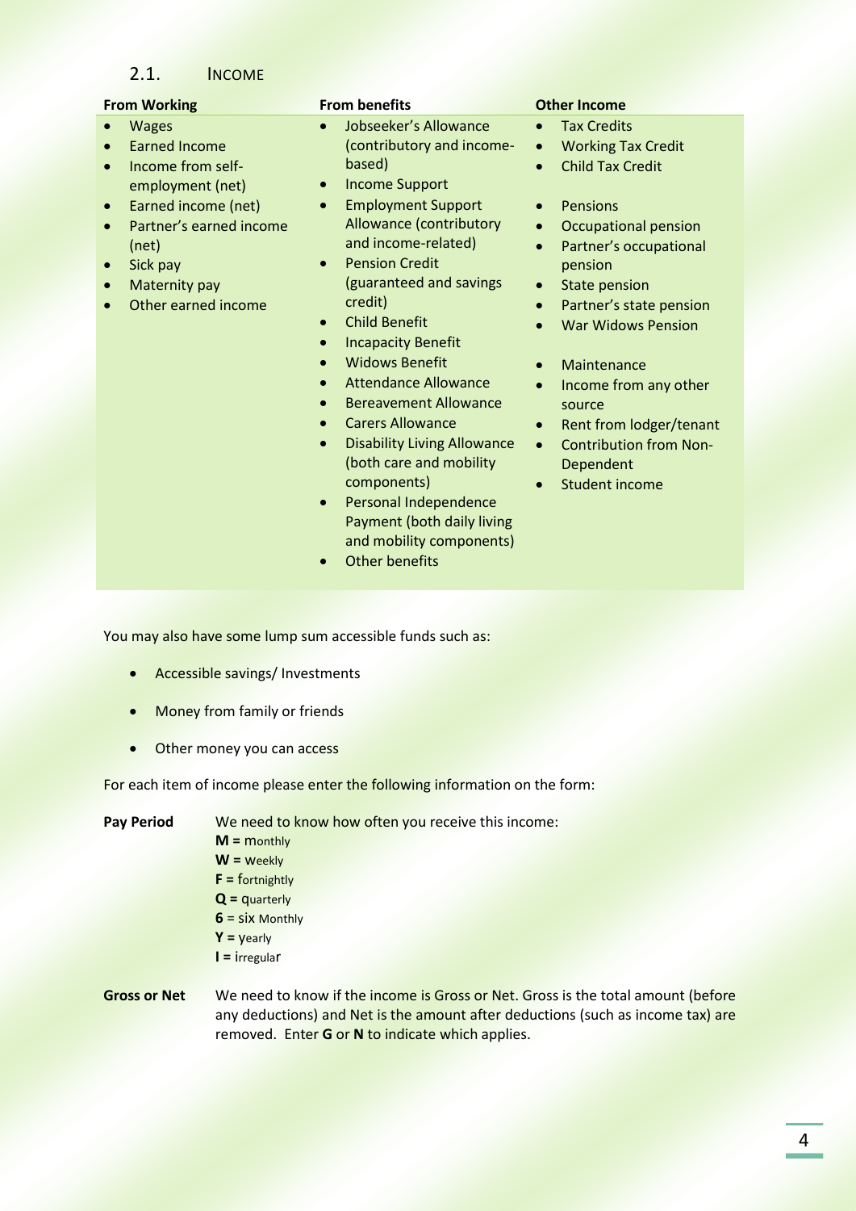## 2.1. Income

**From Working**

- Wages
- Earned Income
- Income from self-employment (net)
- Earned income (net)
- Partner's earned income (net)
- Sick pay
- Maternity pay
- Other earned income

**From benefits**

- Jobseeker's Allowance (contributory and income-based)
- Income Support
- Employment Support Allowance (contributory and income-related)
- Pension Credit (guaranteed and savings credit)
- Child Benefit
- Incapacity Benefit
- Widows Benefit
- Attendance Allowance
- Bereavement Allowance
- Carers Allowance
- Disability Living Allowance (both care and mobility components)
- Personal Independence Payment (both daily living and mobility components)
- Other benefits

**Other Income**

- Tax Credits
- Working Tax Credit
- Child Tax Credit

- Pensions
- Occupational pension
- Partner's occupational pension
- State pension
- Partner's state pension
- War Widows Pension

- Maintenance
- Income from any other source
- Rent from lodger/tenant
- Contribution from Non-Dependent
- Student income

You may also have some lump sum accessible funds such as:

- Accessible savings/ Investments
- Money from family or friends
- Other money you can access

For each item of income please enter the following information on the form:

**Pay Period** We need to know how often you receive this income:

**M =** monthly
**W =** weekly
**F =** fortnightly
**Q =** quarterly
**6** = six Monthly
**Y =** yearly
**I =** irregular

**Gross or Net** We need to know if the income is Gross or Net. Gross is the total amount (before any deductions) and Net is the amount after deductions (such as income tax) are removed. Enter **G** or **N** to indicate which applies.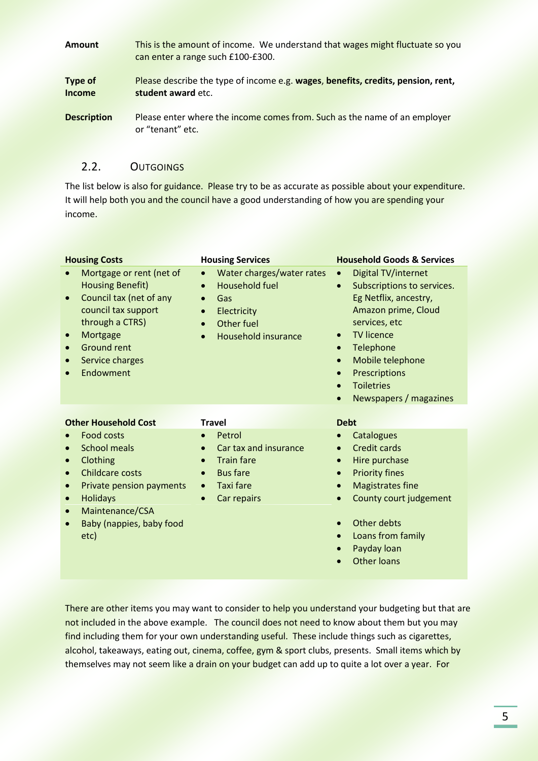**Amount** This is the amount of income. We understand that wages might fluctuate so you can enter a range such £100-£300.

**Type of Income** Please describe the type of income e.g. **wages**, **benefits, credits, pension, rent, student award** etc.

**Description** Please enter where the income comes from. Such as the name of an employer or "tenant" etc.

## 2.2. Outgoings

The list below is also for guidance. Please try to be as accurate as possible about your expenditure. It will help both you and the council have a good understanding of how you are spending your income.

**Housing Costs**

- Mortgage or rent (net of Housing Benefit)
- Council tax (net of any council tax support through a CTRS)
- Mortgage
- Ground rent
- Service charges
- Endowment

**Housing Services**

- Water charges/water rates
- Household fuel
- Gas
- Electricity
- Other fuel
- Household insurance

**Household Goods & Services**

- Digital TV/internet
- Subscriptions to services. Eg Netflix, ancestry, Amazon prime, Cloud services, etc
- TV licence
- Telephone
- Mobile telephone
- Prescriptions
- Toiletries
- Newspapers / magazines

**Other Household Cost**

- Food costs
- School meals
- Clothing
- Childcare costs
- Private pension payments
- Holidays
- Maintenance/CSA
- Baby (nappies, baby food etc)

**Travel**

- Petrol
- Car tax and insurance
- Train fare
- Bus fare
- Taxi fare
- Car repairs

**Debt**

- Catalogues
- Credit cards
- Hire purchase
- Priority fines
- Magistrates fine
- County court judgement
- Other debts
- Loans from family
- Payday loan
- Other loans

There are other items you may want to consider to help you understand your budgeting but that are not included in the above example. The council does not need to know about them but you may find including them for your own understanding useful. These include things such as cigarettes, alcohol, takeaways, eating out, cinema, coffee, gym & sport clubs, presents. Small items which by themselves may not seem like a drain on your budget can add up to quite a lot over a year. For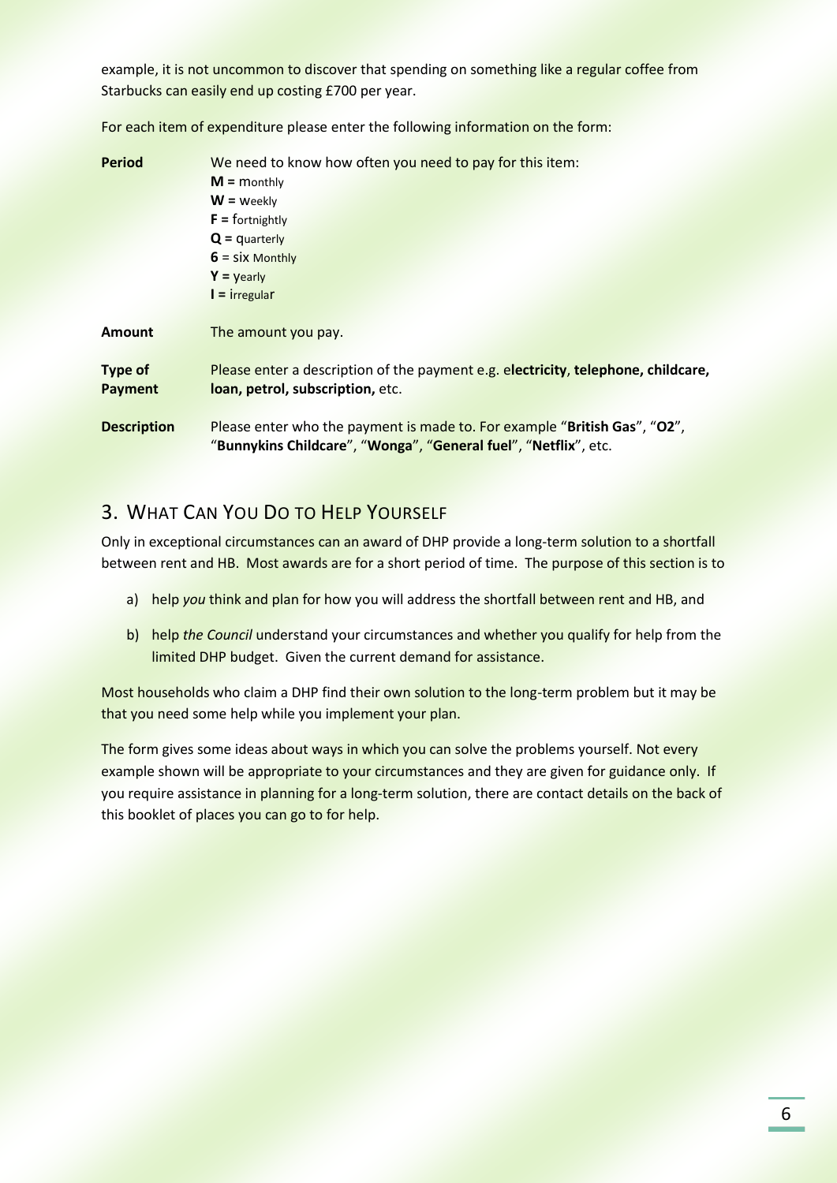example, it is not uncommon to discover that spending on something like a regular coffee from Starbucks can easily end up costing £700 per year.

For each item of expenditure please enter the following information on the form:

| | |
|---|---|
| **Period** | We need to know how often you need to pay for this item:<br>**M =** monthly<br>**W =** weekly<br>**F =** fortnightly<br>**Q =** quarterly<br>**6** = six Monthly<br>**Y =** yearly<br>**I =** irregular |
| **Amount** | The amount you pay. |
| **Type of Payment** | Please enter a description of the payment e.g. e**lectricity**, **telephone, childcare, loan, petrol, subscription,** etc. |
| **Description** | Please enter who the payment is made to. For example "**British Gas**", "**O2**", "**Bunnykins Childcare**", "**Wonga**", "**General fuel**", "**Netflix**", etc. |

## 3. What Can You Do to Help Yourself

Only in exceptional circumstances can an award of DHP provide a long-term solution to a shortfall between rent and HB. Most awards are for a short period of time. The purpose of this section is to

a) help *you* think and plan for how you will address the shortfall between rent and HB, and

b) help *the Council* understand your circumstances and whether you qualify for help from the limited DHP budget. Given the current demand for assistance.

Most households who claim a DHP find their own solution to the long-term problem but it may be that you need some help while you implement your plan.

The form gives some ideas about ways in which you can solve the problems yourself. Not every example shown will be appropriate to your circumstances and they are given for guidance only. If you require assistance in planning for a long-term solution, there are contact details on the back of this booklet of places you can go to for help.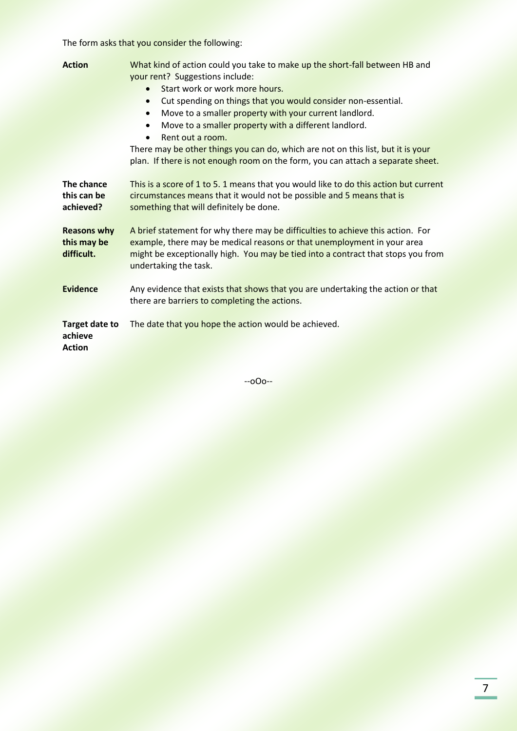The form asks that you consider the following:

| | |
|---|---|
| **Action** | What kind of action could you take to make up the short-fall between HB and your rent? Suggestions include: <br>• Start work or work more hours. <br>• Cut spending on things that you would consider non-essential. <br>• Move to a smaller property with your current landlord. <br>• Move to a smaller property with a different landlord. <br>• Rent out a room. <br>There may be other things you can do, which are not on this list, but it is your plan. If there is not enough room on the form, you can attach a separate sheet. |
| **The chance this can be achieved?** | This is a score of 1 to 5. 1 means that you would like to do this action but current circumstances means that it would not be possible and 5 means that is something that will definitely be done. |
| **Reasons why this may be difficult.** | A brief statement for why there may be difficulties to achieve this action. For example, there may be medical reasons or that unemployment in your area might be exceptionally high. You may be tied into a contract that stops you from undertaking the task. |
| **Evidence** | Any evidence that exists that shows that you are undertaking the action or that there are barriers to completing the actions. |
| **Target date to achieve Action** | The date that you hope the action would be achieved. |

--oOo--